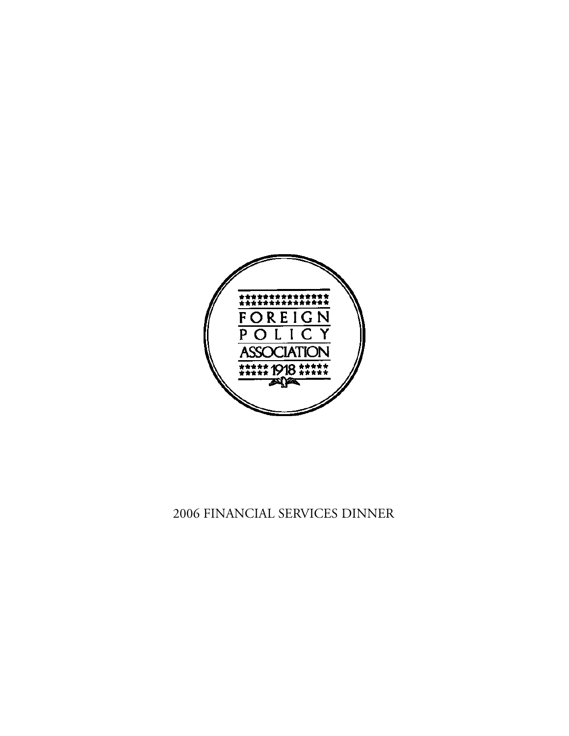FOREIGN POLICY ASSOCIATION

1918

2006 FINANCIAL SERVICES DINNER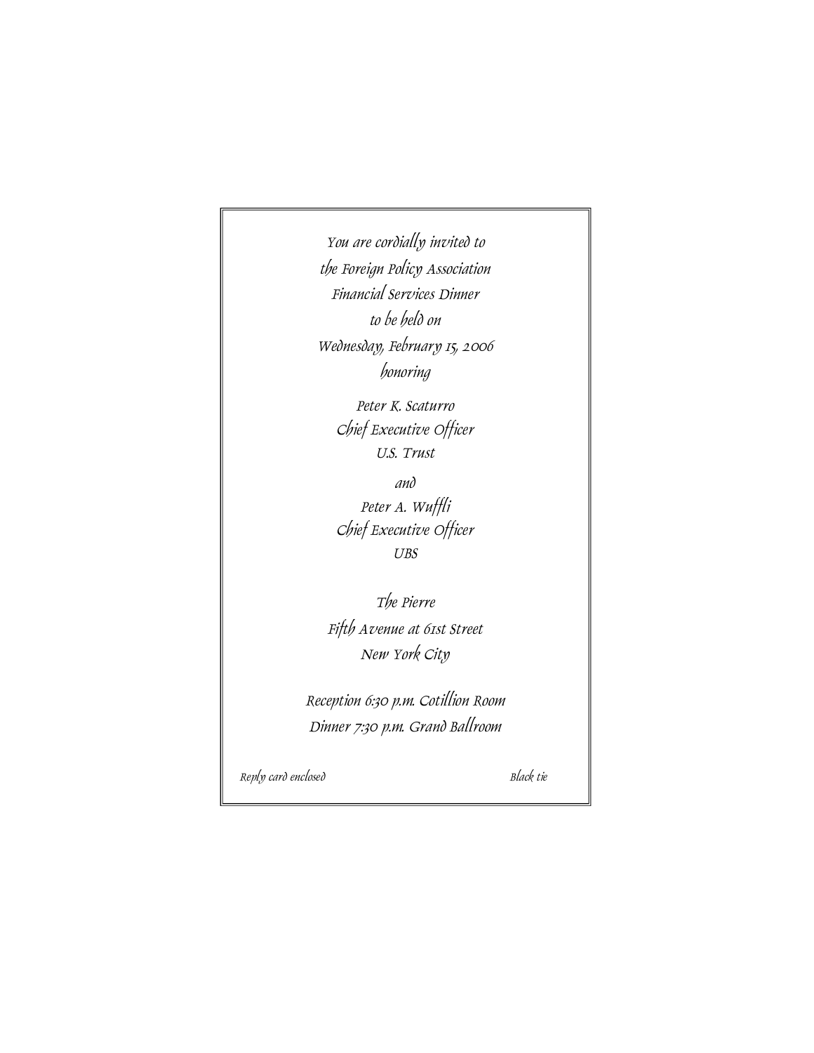*You are cordially invited to*
*the Foreign Policy Association*
*Financial Services Dinner*
*to be held on*
*Wednesday, February 15, 2006*
*honoring*

*Peter K. Scaturro*
*Chief Executive Officer*
*U.S. Trust*

*and*
*Peter A. Wuffli*
*Chief Executive Officer*
*UBS*

*The Pierre*
*Fifth Avenue at 61st Street*
*New York City*

*Reception 6:30 p.m. Cotillion Room*
*Dinner 7:30 p.m. Grand Ballroom*

*Reply card enclosed*

*Black tie*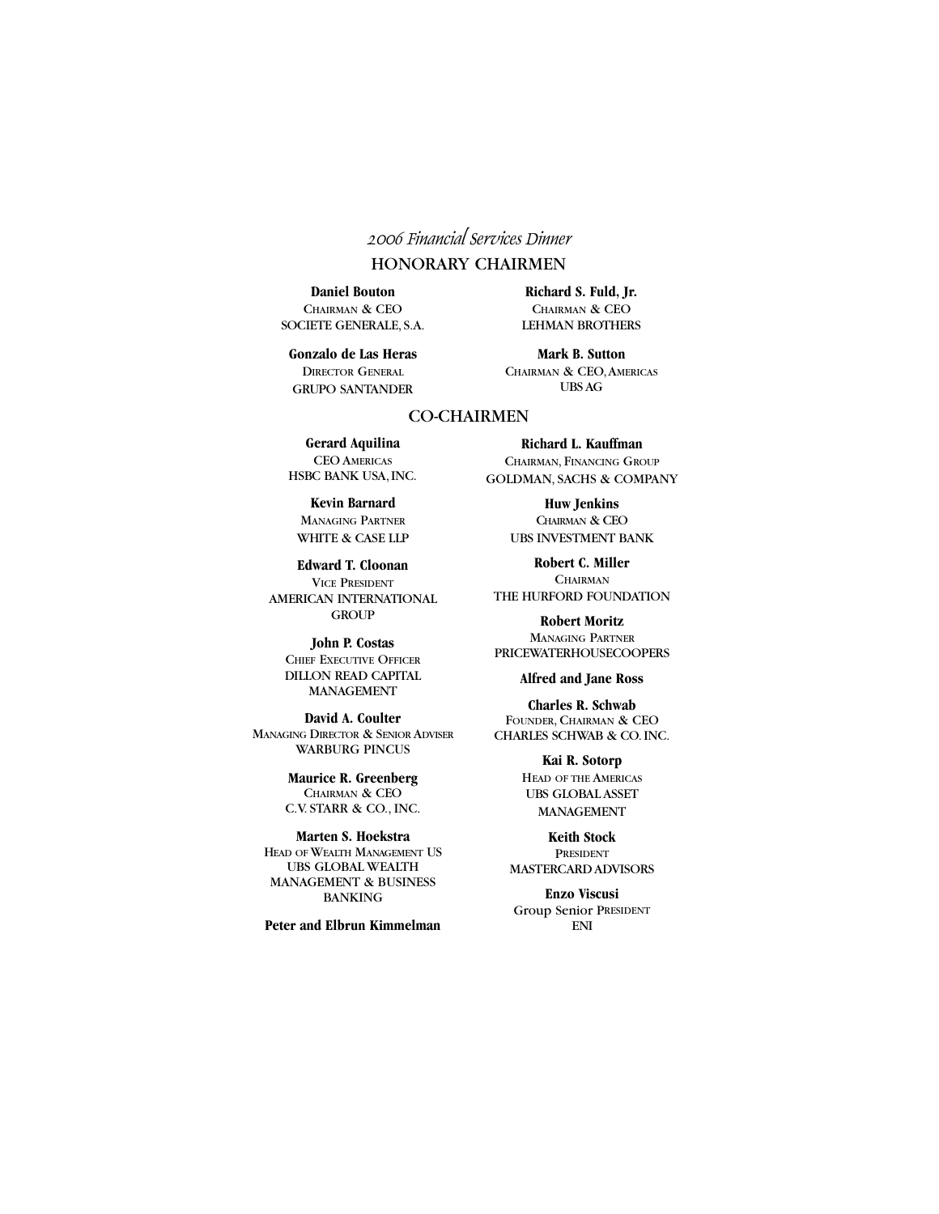# *2006 Financial Services Dinner*

## HONORARY CHAIRMEN

**Daniel Bouton**
Chairman & CEO
SOCIETE GENERALE, S.A.

**Gonzalo de Las Heras**
Director General
GRUPO SANTANDER

**Richard S. Fuld, Jr.**
Chairman & CEO
LEHMAN BROTHERS

**Mark B. Sutton**
Chairman & CEO, Americas
UBS AG

## CO-CHAIRMEN

**Gerard Aquilina**
CEO Americas
HSBC BANK USA, INC.

**Kevin Barnard**
Managing Partner
WHITE & CASE LLP

**Edward T. Cloonan**
Vice President
AMERICAN INTERNATIONAL GROUP

**John P. Costas**
Chief Executive Officer
DILLON READ CAPITAL MANAGEMENT

**David A. Coulter**
Managing Director & Senior Adviser
WARBURG PINCUS

**Maurice R. Greenberg**
Chairman & CEO
C.V. STARR & CO., INC.

**Marten S. Hoekstra**
Head of Wealth Management US
UBS GLOBAL WEALTH MANAGEMENT & BUSINESS BANKING

**Peter and Elbrun Kimmelman**

**Richard L. Kauffman**
Chairman, Financing Group
GOLDMAN, SACHS & COMPANY

**Huw Jenkins**
Chairman & CEO
UBS INVESTMENT BANK

**Robert C. Miller**
Chairman
THE HURFORD FOUNDATION

**Robert Moritz**
Managing Partner
PRICEWATERHOUSECOOPERS

**Alfred and Jane Ross**

**Charles R. Schwab**
Founder, Chairman & CEO
CHARLES SCHWAB & CO. INC.

**Kai R. Sotorp**
Head of the Americas
UBS GLOBAL ASSET MANAGEMENT

**Keith Stock**
President
MASTERCARD ADVISORS

**Enzo Viscusi**
Group Senior President
ENI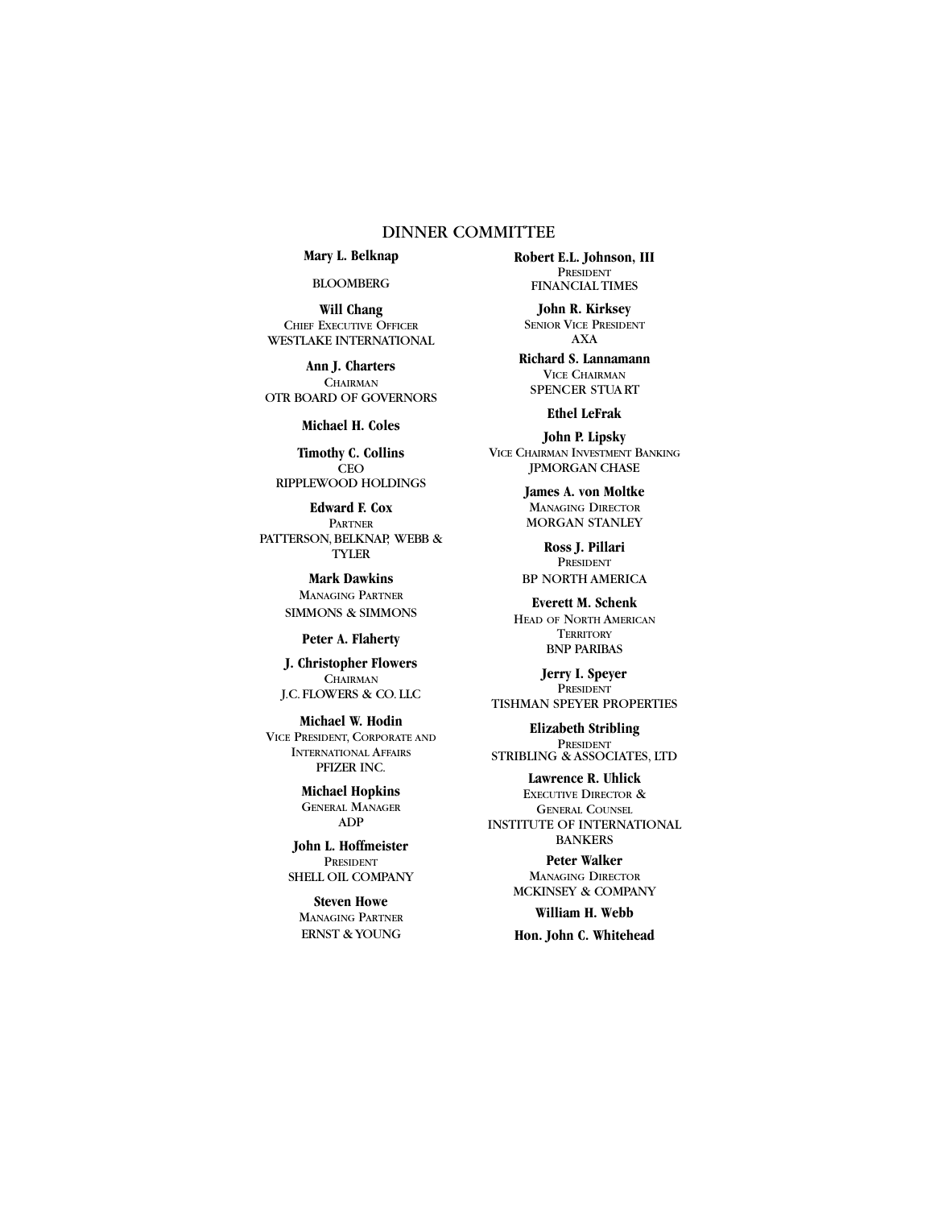## DINNER COMMITTEE

**Mary L. Belknap**
BLOOMBERG

**Will Chang**
Chief Executive Officer
WESTLAKE INTERNATIONAL

**Ann J. Charters**
Chairman
OTR BOARD OF GOVERNORS

**Michael H. Coles**

**Timothy C. Collins**
CEO
RIPPLEWOOD HOLDINGS

**Edward F. Cox**
Partner
PATTERSON, BELKNAP, WEBB & TYLER

**Mark Dawkins**
Managing Partner
SIMMONS & SIMMONS

**Peter A. Flaherty**

**J. Christopher Flowers**
Chairman
J.C. FLOWERS & CO. LLC

**Michael W. Hodin**
Vice President, Corporate and International Affairs
PFIZER INC.

**Michael Hopkins**
General Manager
ADP

**John L. Hoffmeister**
President
SHELL OIL COMPANY

**Steven Howe**
Managing Partner
ERNST & YOUNG

**Robert E.L. Johnson, III**
President
FINANCIAL TIMES

**John R. Kirksey**
Senior Vice President
AXA

**Richard S. Lannamann**
Vice Chairman
SPENCER STUART

**Ethel LeFrak**

**John P. Lipsky**
Vice Chairman Investment Banking
JPMORGAN CHASE

**James A. von Moltke**
Managing Director
MORGAN STANLEY

**Ross J. Pillari**
President
BP NORTH AMERICA

**Everett M. Schenk**
Head of North American Territory
BNP PARIBAS

**Jerry I. Speyer**
President
TISHMAN SPEYER PROPERTIES

**Elizabeth Stribling**
President
STRIBLING & ASSOCIATES, LTD

**Lawrence R. Uhlick**
Executive Director & General Counsel
INSTITUTE OF INTERNATIONAL BANKERS

**Peter Walker**
Managing Director
MCKINSEY & COMPANY

**William H. Webb**

**Hon. John C. Whitehead**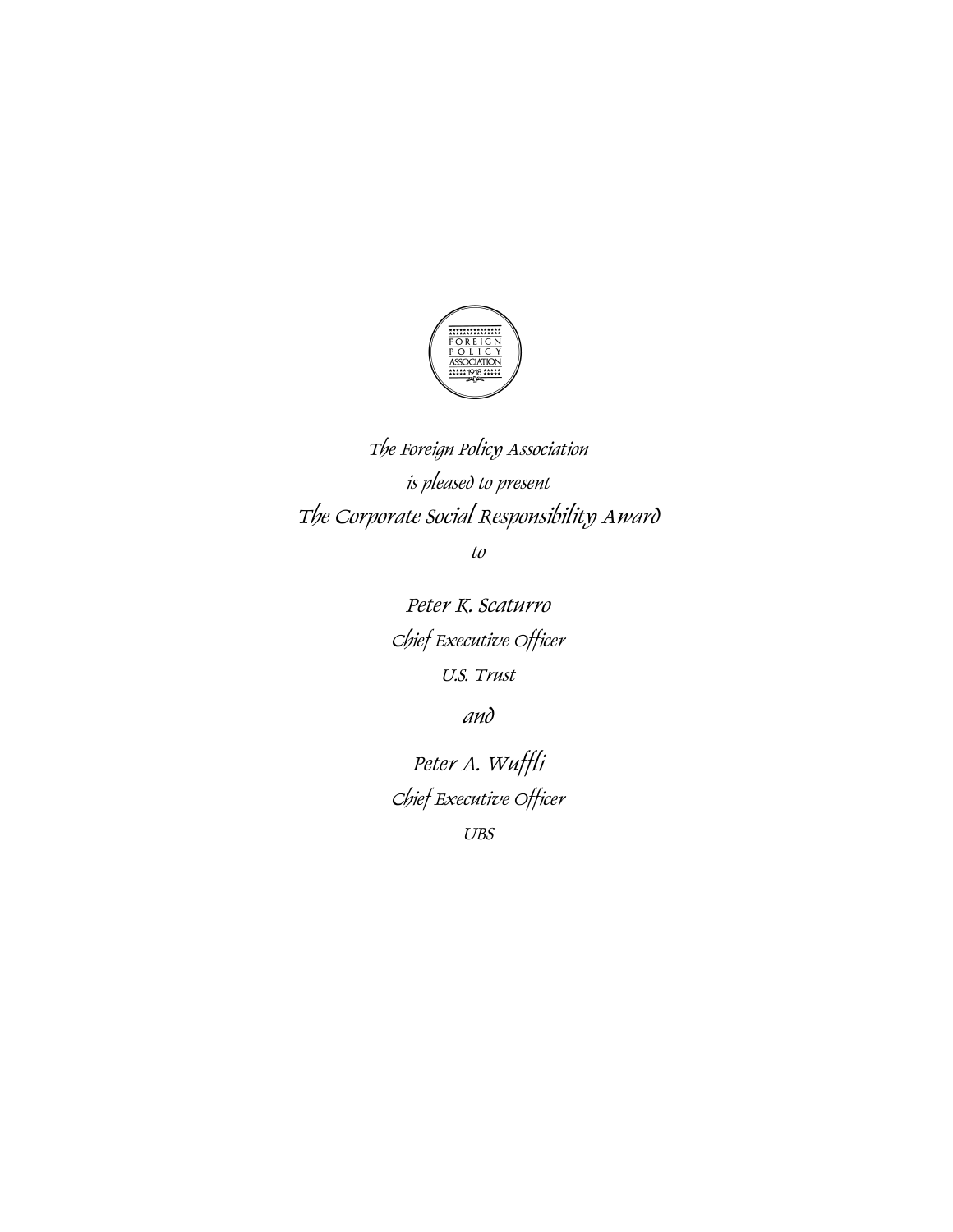FOREIGN POLICY ASSOCIATION 1918

*The Foreign Policy Association*

*is pleased to present*

*The Corporate Social Responsibility Award*

*to*

*Peter K. Scaturro*

*Chief Executive Officer*

*U.S. Trust*

*and*

*Peter A. Wuffli*

*Chief Executive Officer*

*UBS*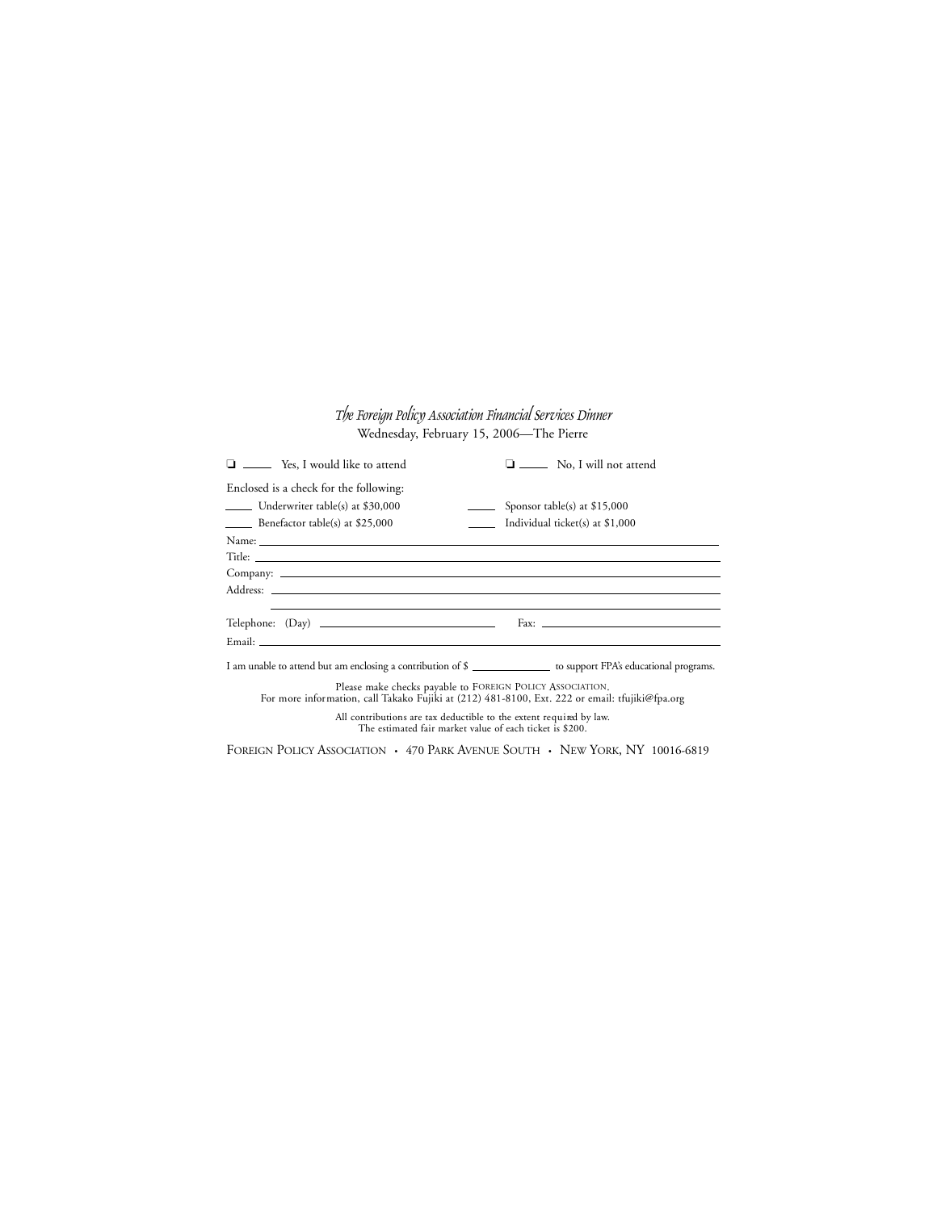*The Foreign Policy Association Financial Services Dinner*

Wednesday, February 15, 2006—The Pierre

❑ _____ Yes, I would like to attend

❑ _____ No, I will not attend

Enclosed is a check for the following:

_____ Underwriter table(s) at $30,000

_____ Benefactor table(s) at $25,000

_____ Sponsor table(s) at $15,000

_____ Individual ticket(s) at $1,000

Name: ______________________________________________

Title: ______________________________________________

Company: ______________________________________________

Address: ______________________________________________

______________________________________________

Telephone: (Day) ______________________ Fax: ______________________

Email: ______________________________________________

I am unable to attend but am enclosing a contribution of $ __________ to support FPA's educational programs.

Please make checks payable to FOREIGN POLICY ASSOCIATION.
For more information, call Takako Fujiki at (212) 481-8100, Ext. 222 or email: tfujiki@fpa.org

All contributions are tax deductible to the extent required by law.
The estimated fair market value of each ticket is $200.

FOREIGN POLICY ASSOCIATION • 470 PARK AVENUE SOUTH • NEW YORK, NY 10016-6819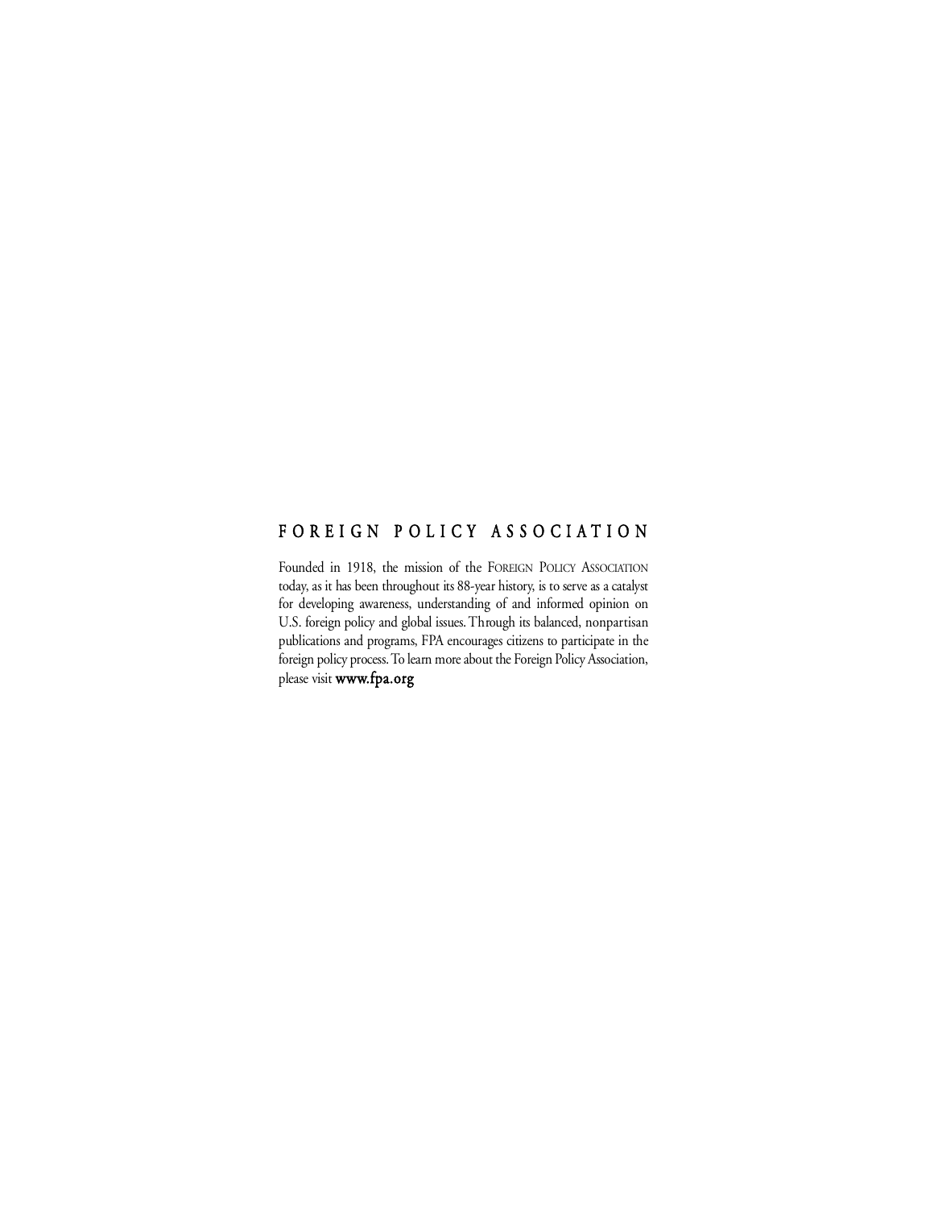## FOREIGN POLICY ASSOCIATION

Founded in 1918, the mission of the FOREIGN POLICY ASSOCIATION today, as it has been throughout its 88-year history, is to serve as a catalyst for developing awareness, understanding of and informed opinion on U.S. foreign policy and global issues. Through its balanced, nonpartisan publications and programs, FPA encourages citizens to participate in the foreign policy process. To learn more about the Foreign Policy Association, please visit **www.fpa.org**